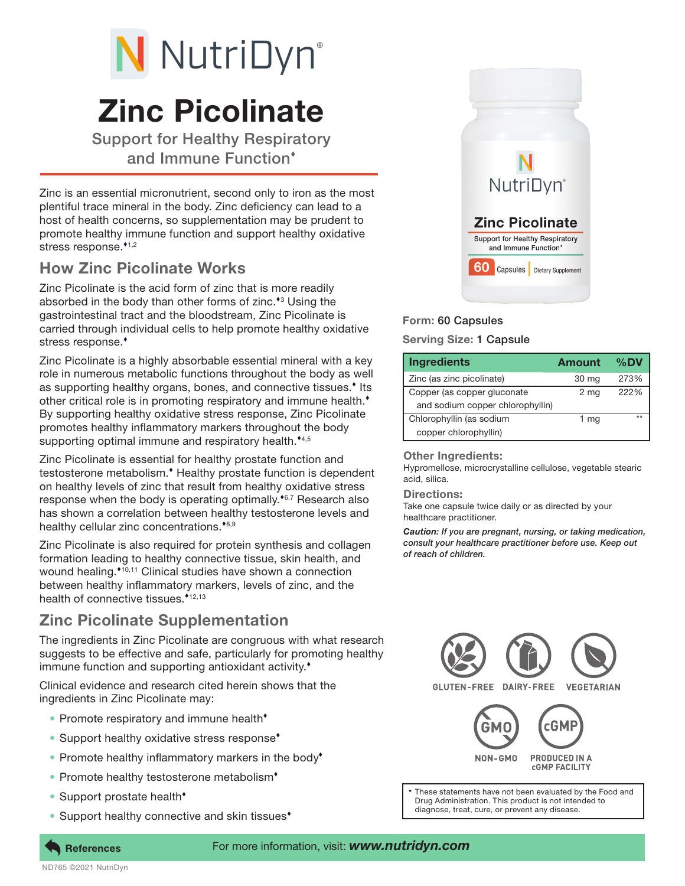# NutriDyn®

# Zinc Picolinate

Support for Healthy Respiratory and Immune Function♦

Zinc is an essential micronutrient, second only to iron as the most plentiful trace mineral in the body. Zinc deficiency can lead to a host of health concerns, so supplementation may be prudent to promote healthy immune function and support healthy oxidative stress response.♦[1,2]

## How Zinc Picolinate Works

Zinc Picolinate is the acid form of zinc that is more readily absorbed in the body than other forms of zinc.♦[3] Using the gastrointestinal tract and the bloodstream, Zinc Picolinate is carried through individual cells to help promote healthy oxidative stress response.♦

Zinc Picolinate is a highly absorbable essential mineral with a key role in numerous metabolic functions throughout the body as well as supporting healthy organs, bones, and connective tissues.♦ Its other critical role is in promoting respiratory and immune health.♦ By supporting healthy oxidative stress response, Zinc Picolinate promotes healthy inflammatory markers throughout the body supporting optimal immune and respiratory health.♦[4,5]

Zinc Picolinate is essential for healthy prostate function and testosterone metabolism.♦ Healthy prostate function is dependent on healthy levels of zinc that result from healthy oxidative stress response when the body is operating optimally.♦[6,7] Research also has shown a correlation between healthy testosterone levels and healthy cellular zinc concentrations.♦[8,9]

Zinc Picolinate is also required for protein synthesis and collagen formation leading to healthy connective tissue, skin health, and wound healing.♦[10,11] Clinical studies have shown a connection between healthy inflammatory markers, levels of zinc, and the health of connective tissues.♦[12,13]

## Zinc Picolinate Supplementation

The ingredients in Zinc Picolinate are congruous with what research suggests to be effective and safe, particularly for promoting healthy immune function and supporting antioxidant activity.♦

Clinical evidence and research cited herein shows that the ingredients in Zinc Picolinate may:

- Promote respiratory and immune health♦
- Support healthy oxidative stress response♦
- Promote healthy inflammatory markers in the body♦
- Promote healthy testosterone metabolism♦
- Support prostate health♦
- Support healthy connective and skin tissues♦

**Form:** 60 Capsules

**Serving Size:** 1 Capsule

| Ingredients | Amount | %DV |
|---|---|---|
| Zinc (as zinc picolinate) | 30 mg | 273% |
| Copper (as copper gluconate and sodium copper chlorophyllin) | 2 mg | 222% |
| Chlorophyllin (as sodium copper chlorophyllin) | 1 mg | ** |

**Other Ingredients:**
Hypromellose, microcrystalline cellulose, vegetable stearic acid, silica.

**Directions:**
Take one capsule twice daily or as directed by your healthcare practitioner.

***Caution:** If you are pregnant, nursing, or taking medication, consult your healthcare practitioner before use. Keep out of reach of children.*

GLUTEN-FREE · DAIRY-FREE · VEGETARIAN · NON-GMO · PRODUCED IN A cGMP FACILITY

♦ These statements have not been evaluated by the Food and Drug Administration. This product is not intended to diagnose, treat, cure, or prevent any disease.

References

For more information, visit: ***www.nutridyn.com***

ND765 ©2021 NutriDyn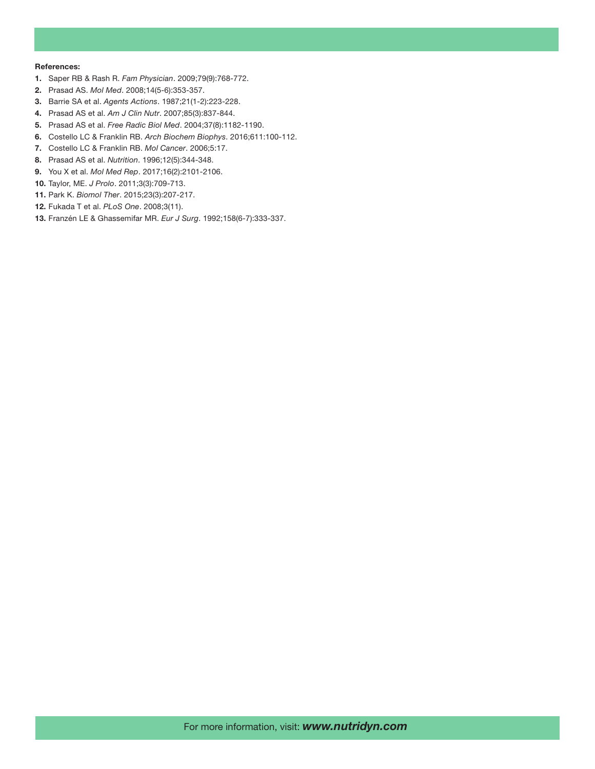**References:**

1. Saper RB & Rash R. *Fam Physician*. 2009;79(9):768-772.
2. Prasad AS. *Mol Med*. 2008;14(5-6):353-357.
3. Barrie SA et al. *Agents Actions*. 1987;21(1-2):223-228.
4. Prasad AS et al. *Am J Clin Nutr*. 2007;85(3):837-844.
5. Prasad AS et al. *Free Radic Biol Med*. 2004;37(8):1182-1190.
6. Costello LC & Franklin RB. *Arch Biochem Biophys*. 2016;611:100-112.
7. Costello LC & Franklin RB. *Mol Cancer*. 2006;5:17.
8. Prasad AS et al. *Nutrition*. 1996;12(5):344-348.
9. You X et al. *Mol Med Rep*. 2017;16(2):2101-2106.
10. Taylor, ME. *J Prolo*. 2011;3(3):709-713.
11. Park K. *Biomol Ther*. 2015;23(3):207-217.
12. Fukada T et al. *PLoS One*. 2008;3(11).
13. Franzén LE & Ghassemifar MR. *Eur J Surg*. 1992;158(6-7):333-337.

For more information, visit: ***www.nutridyn.com***